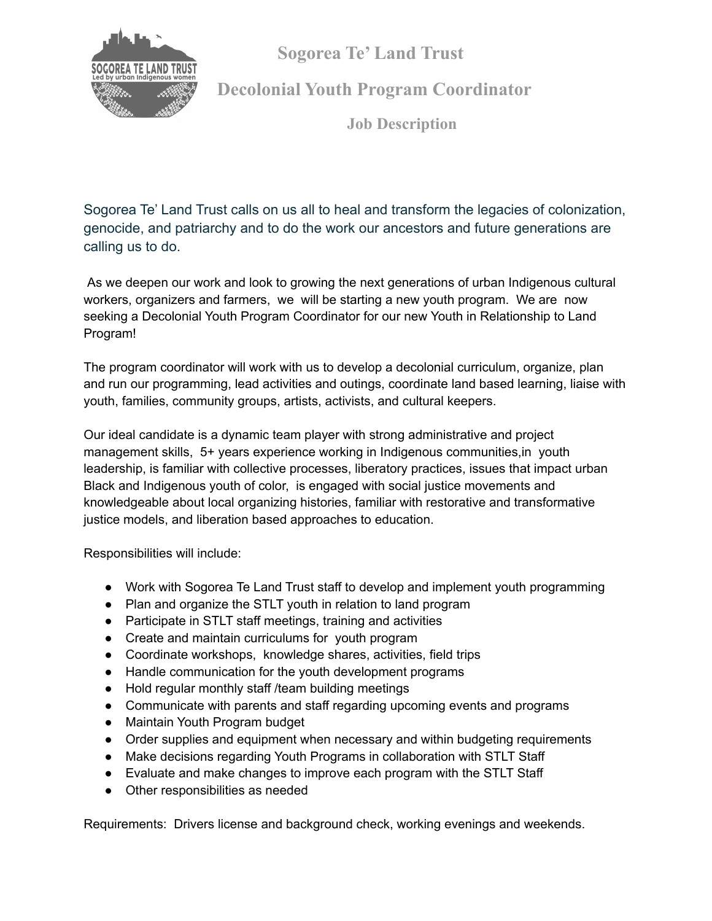# Sogorea Te' Land Trust

## Decolonial Youth Program Coordinator

### Job Description

Sogorea Te' Land Trust calls on us all to heal and transform the legacies of colonization, genocide, and patriarchy and to do the work our ancestors and future generations are calling us to do.

As we deepen our work and look to growing the next generations of urban Indigenous cultural workers, organizers and farmers, we will be starting a new youth program. We are now seeking a Decolonial Youth Program Coordinator for our new Youth in Relationship to Land Program!

The program coordinator will work with us to develop a decolonial curriculum, organize, plan and run our programming, lead activities and outings, coordinate land based learning, liaise with youth, families, community groups, artists, activists, and cultural keepers.

Our ideal candidate is a dynamic team player with strong administrative and project management skills, 5+ years experience working in Indigenous communities,in youth leadership, is familiar with collective processes, liberatory practices, issues that impact urban Black and Indigenous youth of color, is engaged with social justice movements and knowledgeable about local organizing histories, familiar with restorative and transformative justice models, and liberation based approaches to education.

Responsibilities will include:

- Work with Sogorea Te Land Trust staff to develop and implement youth programming
- Plan and organize the STLT youth in relation to land program
- Participate in STLT staff meetings, training and activities
- Create and maintain curriculums for youth program
- Coordinate workshops, knowledge shares, activities, field trips
- Handle communication for the youth development programs
- Hold regular monthly staff /team building meetings
- Communicate with parents and staff regarding upcoming events and programs
- Maintain Youth Program budget
- Order supplies and equipment when necessary and within budgeting requirements
- Make decisions regarding Youth Programs in collaboration with STLT Staff
- Evaluate and make changes to improve each program with the STLT Staff
- Other responsibilities as needed

Requirements: Drivers license and background check, working evenings and weekends.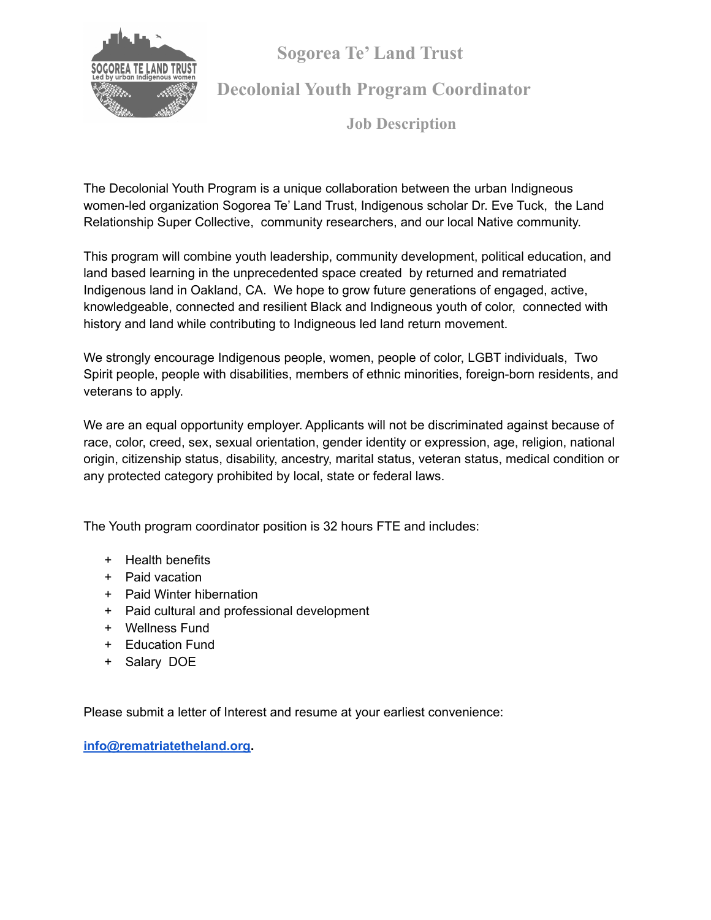# Sogorea Te' Land Trust

## Decolonial Youth Program Coordinator

### Job Description

The Decolonial Youth Program is a unique collaboration between the urban Indigneous women-led organization Sogorea Te' Land Trust, Indigenous scholar Dr. Eve Tuck, the Land Relationship Super Collective, community researchers, and our local Native community.

This program will combine youth leadership, community development, political education, and land based learning in the unprecedented space created by returned and rematriated Indigenous land in Oakland, CA. We hope to grow future generations of engaged, active, knowledgeable, connected and resilient Black and Indigneous youth of color, connected with history and land while contributing to Indigenous led land return movement.

We strongly encourage Indigenous people, women, people of color, LGBT individuals, Two Spirit people, people with disabilities, members of ethnic minorities, foreign-born residents, and veterans to apply.

We are an equal opportunity employer. Applicants will not be discriminated against because of race, color, creed, sex, sexual orientation, gender identity or expression, age, religion, national origin, citizenship status, disability, ancestry, marital status, veteran status, medical condition or any protected category prohibited by local, state or federal laws.

The Youth program coordinator position is 32 hours FTE and includes:

+ Health benefits
+ Paid vacation
+ Paid Winter hibernation
+ Paid cultural and professional development
+ Wellness Fund
+ Education Fund
+ Salary DOE

Please submit a letter of Interest and resume at your earliest convenience:

**info@rematriatetheland.org.**